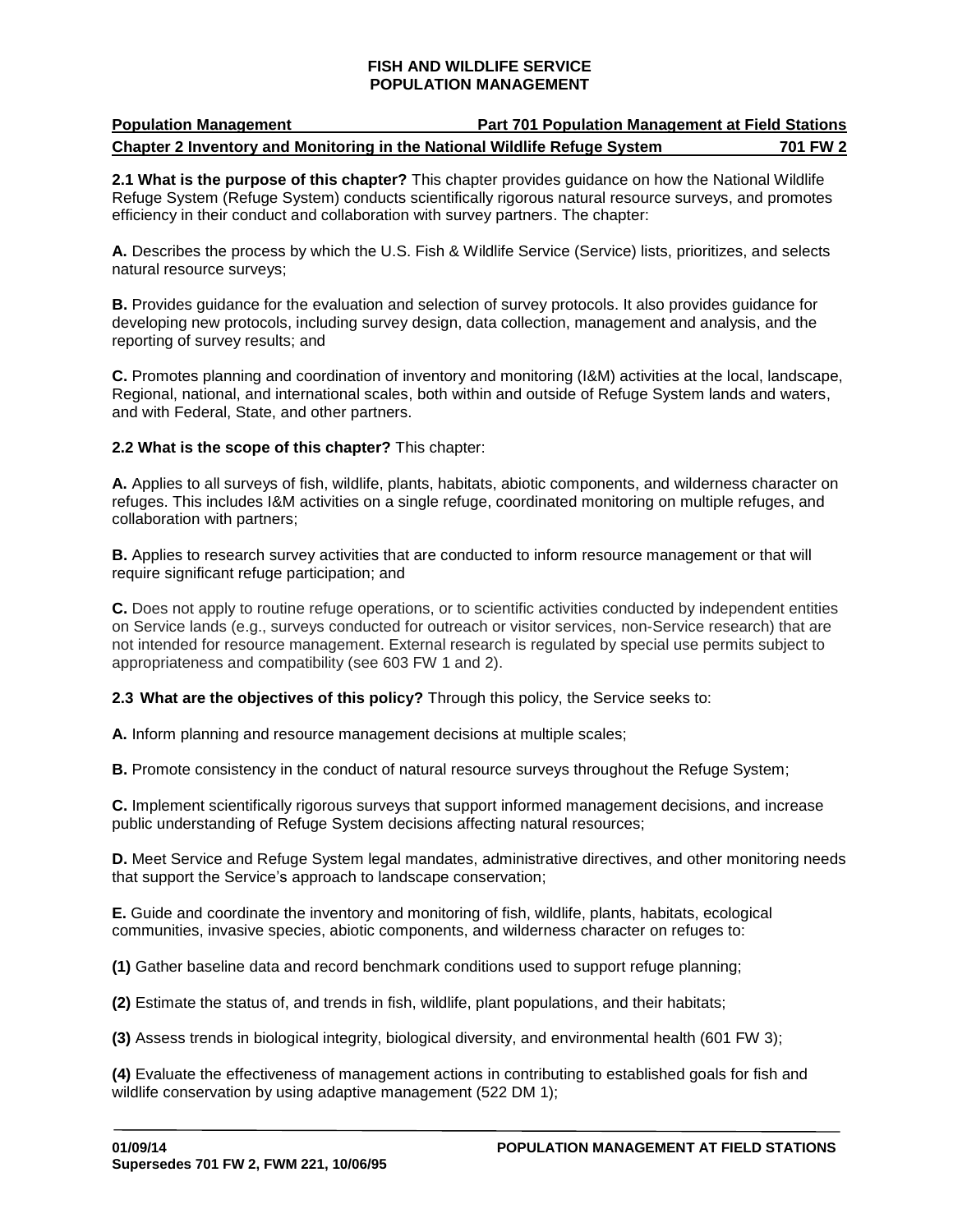# FISH AND WILDLIFE SERVICE
# POPULATION MANAGEMENT

**Population Management** | **Part 701 Population Management at Field Stations**

**Chapter 2 Inventory and Monitoring in the National Wildlife Refuge System** | **701 FW 2**

**2.1 What is the purpose of this chapter?** This chapter provides guidance on how the National Wildlife Refuge System (Refuge System) conducts scientifically rigorous natural resource surveys, and promotes efficiency in their conduct and collaboration with survey partners. The chapter:

**A.** Describes the process by which the U.S. Fish & Wildlife Service (Service) lists, prioritizes, and selects natural resource surveys;

**B.** Provides guidance for the evaluation and selection of survey protocols. It also provides guidance for developing new protocols, including survey design, data collection, management and analysis, and the reporting of survey results; and

**C.** Promotes planning and coordination of inventory and monitoring (I&M) activities at the local, landscape, Regional, national, and international scales, both within and outside of Refuge System lands and waters, and with Federal, State, and other partners.

**2.2 What is the scope of this chapter?** This chapter:

**A.** Applies to all surveys of fish, wildlife, plants, habitats, abiotic components, and wilderness character on refuges. This includes I&M activities on a single refuge, coordinated monitoring on multiple refuges, and collaboration with partners;

**B.** Applies to research survey activities that are conducted to inform resource management or that will require significant refuge participation; and

**C.** Does not apply to routine refuge operations, or to scientific activities conducted by independent entities on Service lands (e.g., surveys conducted for outreach or visitor services, non-Service research) that are not intended for resource management. External research is regulated by special use permits subject to appropriateness and compatibility (see 603 FW 1 and 2).

**2.3 What are the objectives of this policy?** Through this policy, the Service seeks to:

**A.** Inform planning and resource management decisions at multiple scales;

**B.** Promote consistency in the conduct of natural resource surveys throughout the Refuge System;

**C.** Implement scientifically rigorous surveys that support informed management decisions, and increase public understanding of Refuge System decisions affecting natural resources;

**D.** Meet Service and Refuge System legal mandates, administrative directives, and other monitoring needs that support the Service's approach to landscape conservation;

**E.** Guide and coordinate the inventory and monitoring of fish, wildlife, plants, habitats, ecological communities, invasive species, abiotic components, and wilderness character on refuges to:

**(1)** Gather baseline data and record benchmark conditions used to support refuge planning;

**(2)** Estimate the status of, and trends in fish, wildlife, plant populations, and their habitats;

**(3)** Assess trends in biological integrity, biological diversity, and environmental health (601 FW 3);

**(4)** Evaluate the effectiveness of management actions in contributing to established goals for fish and wildlife conservation by using adaptive management (522 DM 1);

**01/09/14**
**Supersedes 701 FW 2, FWM 221, 10/06/95**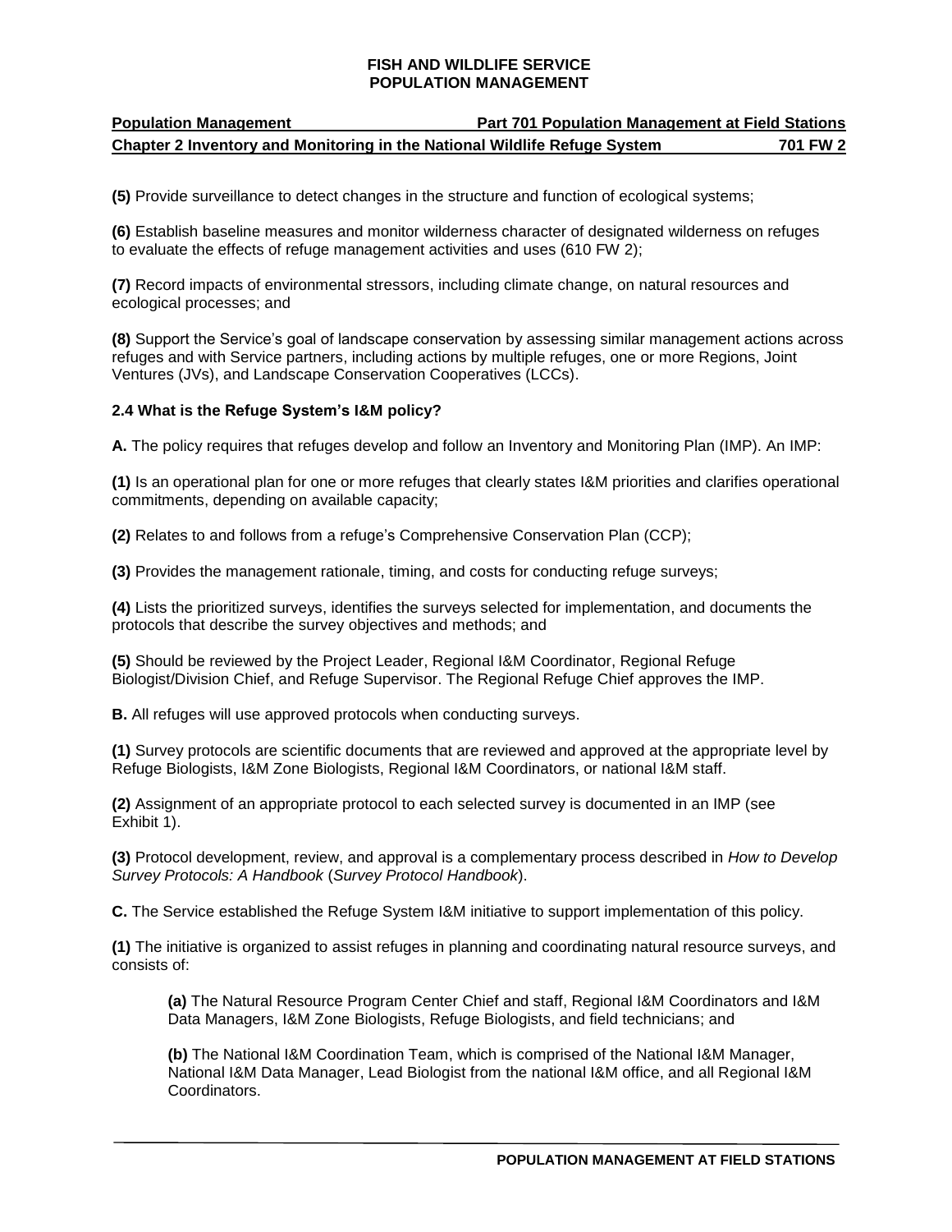**(5)** Provide surveillance to detect changes in the structure and function of ecological systems;

**(6)** Establish baseline measures and monitor wilderness character of designated wilderness on refuges to evaluate the effects of refuge management activities and uses (610 FW 2);

**(7)** Record impacts of environmental stressors, including climate change, on natural resources and ecological processes; and

**(8)** Support the Service's goal of landscape conservation by assessing similar management actions across refuges and with Service partners, including actions by multiple refuges, one or more Regions, Joint Ventures (JVs), and Landscape Conservation Cooperatives (LCCs).

### 2.4 What is the Refuge System's I&M policy?

**A.** The policy requires that refuges develop and follow an Inventory and Monitoring Plan (IMP). An IMP:

**(1)** Is an operational plan for one or more refuges that clearly states I&M priorities and clarifies operational commitments, depending on available capacity;

**(2)** Relates to and follows from a refuge's Comprehensive Conservation Plan (CCP);

**(3)** Provides the management rationale, timing, and costs for conducting refuge surveys;

**(4)** Lists the prioritized surveys, identifies the surveys selected for implementation, and documents the protocols that describe the survey objectives and methods; and

**(5)** Should be reviewed by the Project Leader, Regional I&M Coordinator, Regional Refuge Biologist/Division Chief, and Refuge Supervisor. The Regional Refuge Chief approves the IMP.

**B.** All refuges will use approved protocols when conducting surveys.

**(1)** Survey protocols are scientific documents that are reviewed and approved at the appropriate level by Refuge Biologists, I&M Zone Biologists, Regional I&M Coordinators, or national I&M staff.

**(2)** Assignment of an appropriate protocol to each selected survey is documented in an IMP (see Exhibit 1).

**(3)** Protocol development, review, and approval is a complementary process described in *How to Develop Survey Protocols: A Handbook* (*Survey Protocol Handbook*).

**C.** The Service established the Refuge System I&M initiative to support implementation of this policy.

**(1)** The initiative is organized to assist refuges in planning and coordinating natural resource surveys, and consists of:

**(a)** The Natural Resource Program Center Chief and staff, Regional I&M Coordinators and I&M Data Managers, I&M Zone Biologists, Refuge Biologists, and field technicians; and

**(b)** The National I&M Coordination Team, which is comprised of the National I&M Manager, National I&M Data Manager, Lead Biologist from the national I&M office, and all Regional I&M Coordinators.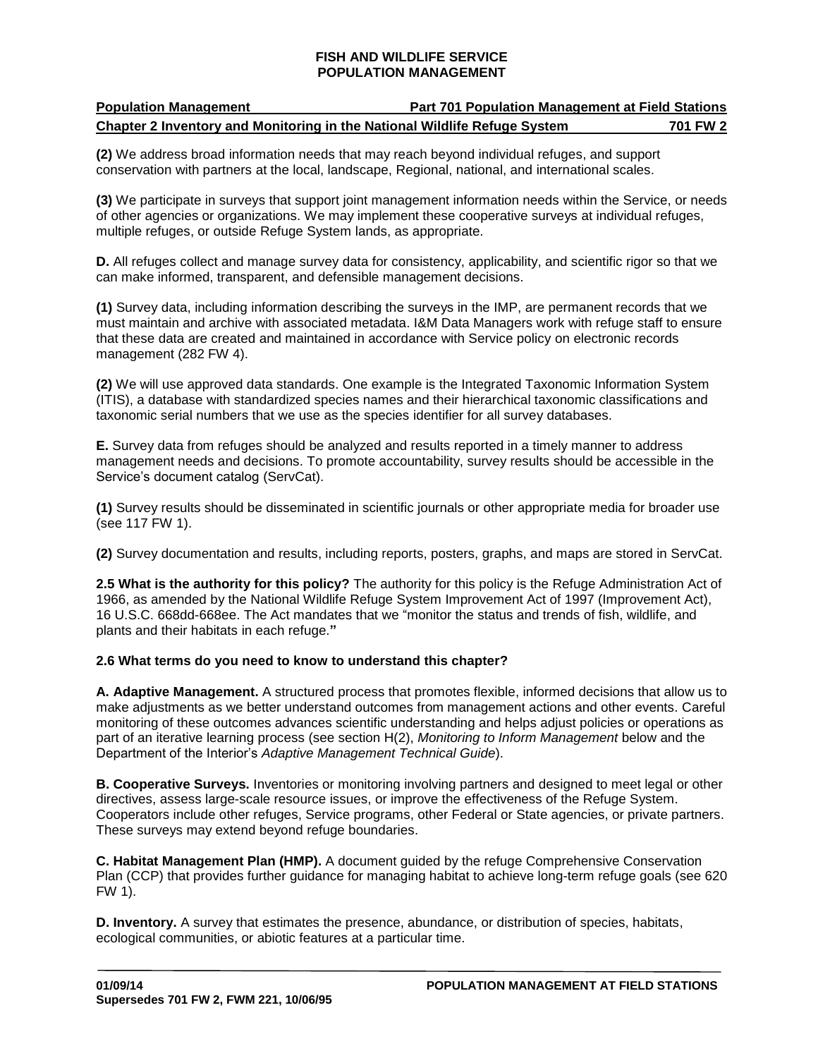**(2)** We address broad information needs that may reach beyond individual refuges, and support conservation with partners at the local, landscape, Regional, national, and international scales.

**(3)** We participate in surveys that support joint management information needs within the Service, or needs of other agencies or organizations. We may implement these cooperative surveys at individual refuges, multiple refuges, or outside Refuge System lands, as appropriate.

**D.** All refuges collect and manage survey data for consistency, applicability, and scientific rigor so that we can make informed, transparent, and defensible management decisions.

**(1)** Survey data, including information describing the surveys in the IMP, are permanent records that we must maintain and archive with associated metadata. I&M Data Managers work with refuge staff to ensure that these data are created and maintained in accordance with Service policy on electronic records management (282 FW 4).

**(2)** We will use approved data standards. One example is the Integrated Taxonomic Information System (ITIS), a database with standardized species names and their hierarchical taxonomic classifications and taxonomic serial numbers that we use as the species identifier for all survey databases.

**E.** Survey data from refuges should be analyzed and results reported in a timely manner to address management needs and decisions. To promote accountability, survey results should be accessible in the Service's document catalog (ServCat).

**(1)** Survey results should be disseminated in scientific journals or other appropriate media for broader use (see 117 FW 1).

**(2)** Survey documentation and results, including reports, posters, graphs, and maps are stored in ServCat.

**2.5 What is the authority for this policy?** The authority for this policy is the Refuge Administration Act of 1966, as amended by the National Wildlife Refuge System Improvement Act of 1997 (Improvement Act), 16 U.S.C. 668dd-668ee. The Act mandates that we "monitor the status and trends of fish, wildlife, and plants and their habitats in each refuge."

**2.6 What terms do you need to know to understand this chapter?**

**A. Adaptive Management.** A structured process that promotes flexible, informed decisions that allow us to make adjustments as we better understand outcomes from management actions and other events. Careful monitoring of these outcomes advances scientific understanding and helps adjust policies or operations as part of an iterative learning process (see section H(2), *Monitoring to Inform Management* below and the Department of the Interior's *Adaptive Management Technical Guide*).

**B. Cooperative Surveys.** Inventories or monitoring involving partners and designed to meet legal or other directives, assess large-scale resource issues, or improve the effectiveness of the Refuge System. Cooperators include other refuges, Service programs, other Federal or State agencies, or private partners. These surveys may extend beyond refuge boundaries.

**C. Habitat Management Plan (HMP).** A document guided by the refuge Comprehensive Conservation Plan (CCP) that provides further guidance for managing habitat to achieve long-term refuge goals (see 620 FW 1).

**D. Inventory.** A survey that estimates the presence, abundance, or distribution of species, habitats, ecological communities, or abiotic features at a particular time.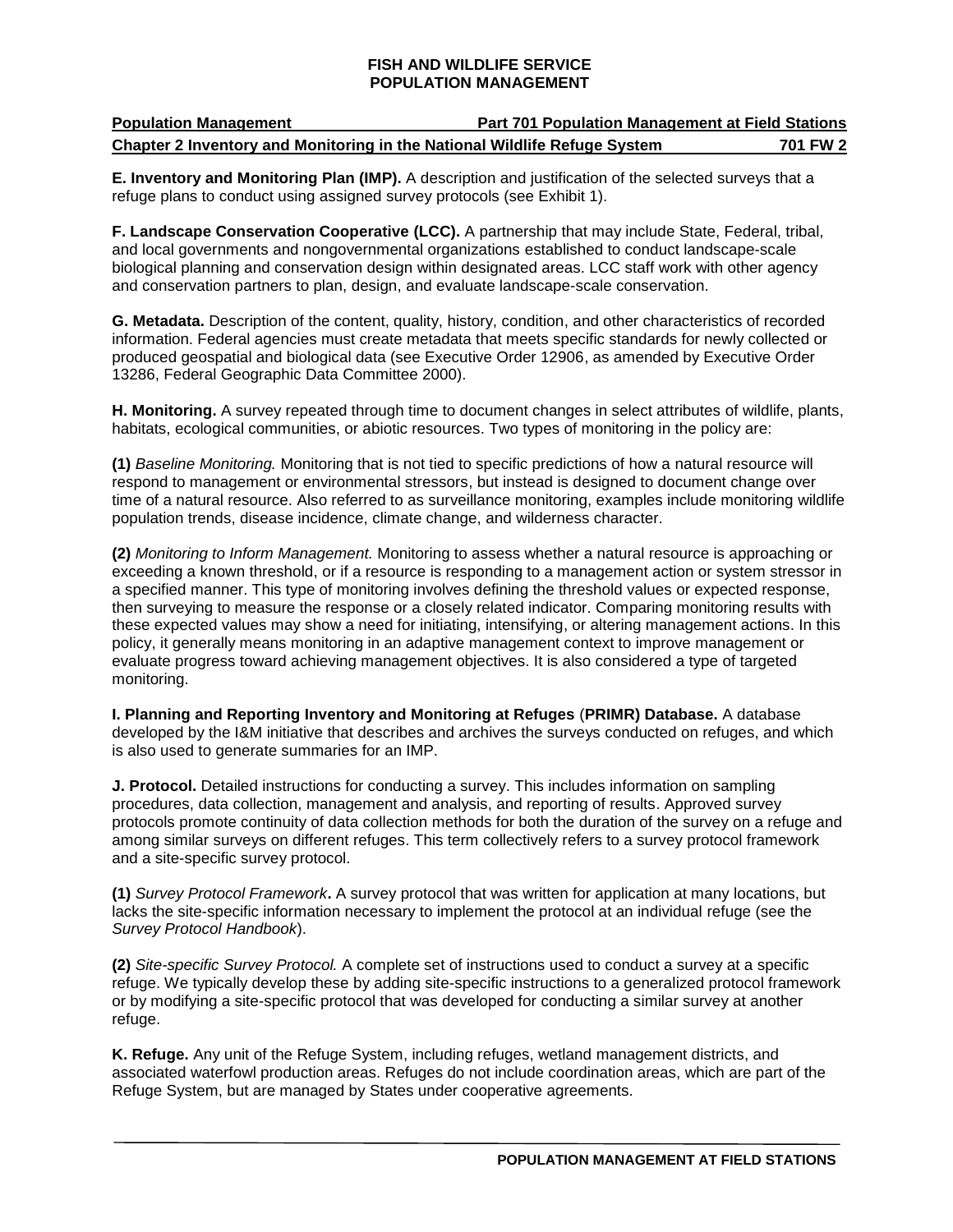**E. Inventory and Monitoring Plan (IMP).** A description and justification of the selected surveys that a refuge plans to conduct using assigned survey protocols (see Exhibit 1).

**F. Landscape Conservation Cooperative (LCC).** A partnership that may include State, Federal, tribal, and local governments and nongovernmental organizations established to conduct landscape-scale biological planning and conservation design within designated areas. LCC staff work with other agency and conservation partners to plan, design, and evaluate landscape-scale conservation.

**G. Metadata.** Description of the content, quality, history, condition, and other characteristics of recorded information. Federal agencies must create metadata that meets specific standards for newly collected or produced geospatial and biological data (see Executive Order 12906, as amended by Executive Order 13286, Federal Geographic Data Committee 2000).

**H. Monitoring.** A survey repeated through time to document changes in select attributes of wildlife, plants, habitats, ecological communities, or abiotic resources. Two types of monitoring in the policy are:

**(1)** *Baseline Monitoring.* Monitoring that is not tied to specific predictions of how a natural resource will respond to management or environmental stressors, but instead is designed to document change over time of a natural resource. Also referred to as surveillance monitoring, examples include monitoring wildlife population trends, disease incidence, climate change, and wilderness character.

**(2)** *Monitoring to Inform Management.* Monitoring to assess whether a natural resource is approaching or exceeding a known threshold, or if a resource is responding to a management action or system stressor in a specified manner. This type of monitoring involves defining the threshold values or expected response, then surveying to measure the response or a closely related indicator. Comparing monitoring results with these expected values may show a need for initiating, intensifying, or altering management actions. In this policy, it generally means monitoring in an adaptive management context to improve management or evaluate progress toward achieving management objectives. It is also considered a type of targeted monitoring.

**I. Planning and Reporting Inventory and Monitoring at Refuges** (**PRIMR) Database.** A database developed by the I&M initiative that describes and archives the surveys conducted on refuges, and which is also used to generate summaries for an IMP.

**J. Protocol.** Detailed instructions for conducting a survey. This includes information on sampling procedures, data collection, management and analysis, and reporting of results. Approved survey protocols promote continuity of data collection methods for both the duration of the survey on a refuge and among similar surveys on different refuges. This term collectively refers to a survey protocol framework and a site-specific survey protocol.

**(1)** *Survey Protocol Framework***.** A survey protocol that was written for application at many locations, but lacks the site-specific information necessary to implement the protocol at an individual refuge (see the *Survey Protocol Handbook*).

**(2)** *Site-specific Survey Protocol.* A complete set of instructions used to conduct a survey at a specific refuge. We typically develop these by adding site-specific instructions to a generalized protocol framework or by modifying a site-specific protocol that was developed for conducting a similar survey at another refuge.

**K. Refuge.** Any unit of the Refuge System, including refuges, wetland management districts, and associated waterfowl production areas. Refuges do not include coordination areas, which are part of the Refuge System, but are managed by States under cooperative agreements.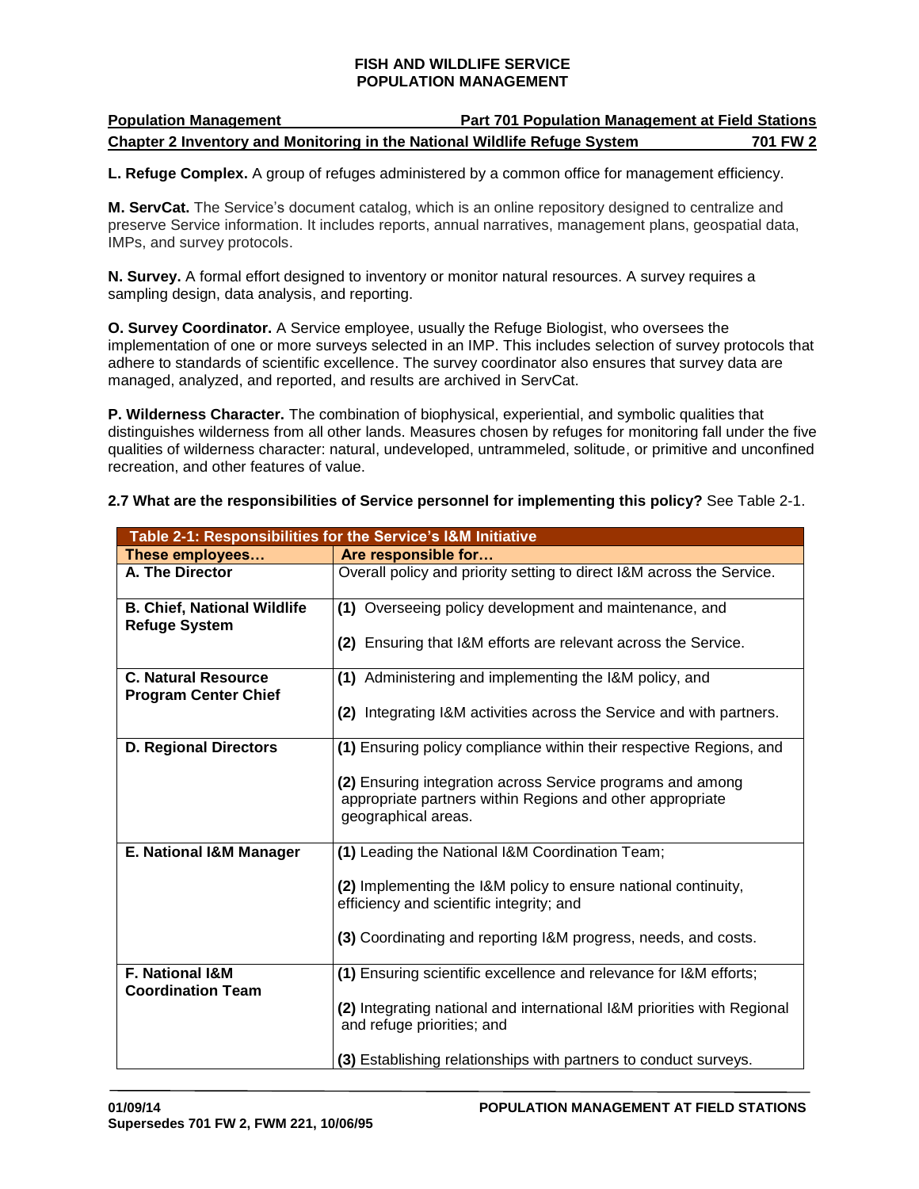**L. Refuge Complex.** A group of refuges administered by a common office for management efficiency.

**M. ServCat.** The Service's document catalog, which is an online repository designed to centralize and preserve Service information. It includes reports, annual narratives, management plans, geospatial data, IMPs, and survey protocols.

**N. Survey.** A formal effort designed to inventory or monitor natural resources. A survey requires a sampling design, data analysis, and reporting.

**O. Survey Coordinator.** A Service employee, usually the Refuge Biologist, who oversees the implementation of one or more surveys selected in an IMP. This includes selection of survey protocols that adhere to standards of scientific excellence. The survey coordinator also ensures that survey data are managed, analyzed, and reported, and results are archived in ServCat.

**P. Wilderness Character.** The combination of biophysical, experiential, and symbolic qualities that distinguishes wilderness from all other lands. Measures chosen by refuges for monitoring fall under the five qualities of wilderness character: natural, undeveloped, untrammeled, solitude, or primitive and unconfined recreation, and other features of value.

**2.7 What are the responsibilities of Service personnel for implementing this policy?** See Table 2-1.

**Table 2-1: Responsibilities for the Service's I&M Initiative**

| These employees… | Are responsible for… |
|---|---|
| **A. The Director** | Overall policy and priority setting to direct I&M across the Service. |
| **B. Chief, National Wildlife Refuge System** | **(1)** Overseeing policy development and maintenance, and<br><br>**(2)** Ensuring that I&M efforts are relevant across the Service. |
| **C. Natural Resource Program Center Chief** | **(1)** Administering and implementing the I&M policy, and<br><br>**(2)** Integrating I&M activities across the Service and with partners. |
| **D. Regional Directors** | **(1)** Ensuring policy compliance within their respective Regions, and<br><br>**(2)** Ensuring integration across Service programs and among appropriate partners within Regions and other appropriate geographical areas. |
| **E. National I&M Manager** | **(1)** Leading the National I&M Coordination Team;<br><br>**(2)** Implementing the I&M policy to ensure national continuity, efficiency and scientific integrity; and<br><br>**(3)** Coordinating and reporting I&M progress, needs, and costs. |
| **F. National I&M Coordination Team** | **(1)** Ensuring scientific excellence and relevance for I&M efforts;<br><br>**(2)** Integrating national and international I&M priorities with Regional and refuge priorities; and<br><br>**(3)** Establishing relationships with partners to conduct surveys. |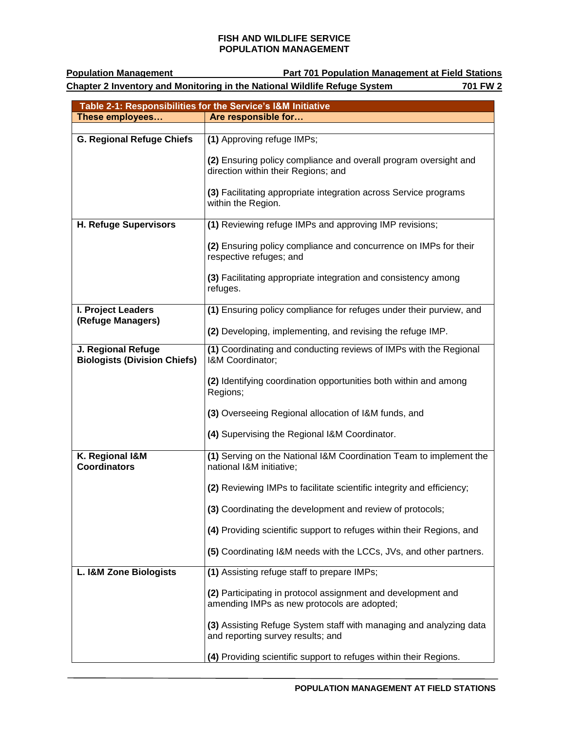| Table 2-1: Responsibilities for the Service's I&M Initiative | |
|---|---|
| **These employees…** | **Are responsible for…** |
| | |
| **G. Regional Refuge Chiefs** | **(1)** Approving refuge IMPs;<br><br>**(2)** Ensuring policy compliance and overall program oversight and direction within their Regions; and<br><br>**(3)** Facilitating appropriate integration across Service programs within the Region. |
| **H. Refuge Supervisors** | **(1)** Reviewing refuge IMPs and approving IMP revisions;<br><br>**(2)** Ensuring policy compliance and concurrence on IMPs for their respective refuges; and<br><br>**(3)** Facilitating appropriate integration and consistency among refuges. |
| **I. Project Leaders (Refuge Managers)** | **(1)** Ensuring policy compliance for refuges under their purview, and<br><br>**(2)** Developing, implementing, and revising the refuge IMP. |
| **J. Regional Refuge Biologists (Division Chiefs)** | **(1)** Coordinating and conducting reviews of IMPs with the Regional I&M Coordinator;<br><br>**(2)** Identifying coordination opportunities both within and among Regions;<br><br>**(3)** Overseeing Regional allocation of I&M funds, and<br><br>**(4)** Supervising the Regional I&M Coordinator. |
| **K. Regional I&M Coordinators** | **(1)** Serving on the National I&M Coordination Team to implement the national I&M initiative;<br><br>**(2)** Reviewing IMPs to facilitate scientific integrity and efficiency;<br><br>**(3)** Coordinating the development and review of protocols;<br><br>**(4)** Providing scientific support to refuges within their Regions, and<br><br>**(5)** Coordinating I&M needs with the LCCs, JVs, and other partners. |
| **L. I&M Zone Biologists** | **(1)** Assisting refuge staff to prepare IMPs;<br><br>**(2)** Participating in protocol assignment and development and amending IMPs as new protocols are adopted;<br><br>**(3)** Assisting Refuge System staff with managing and analyzing data and reporting survey results; and<br><br>**(4)** Providing scientific support to refuges within their Regions. |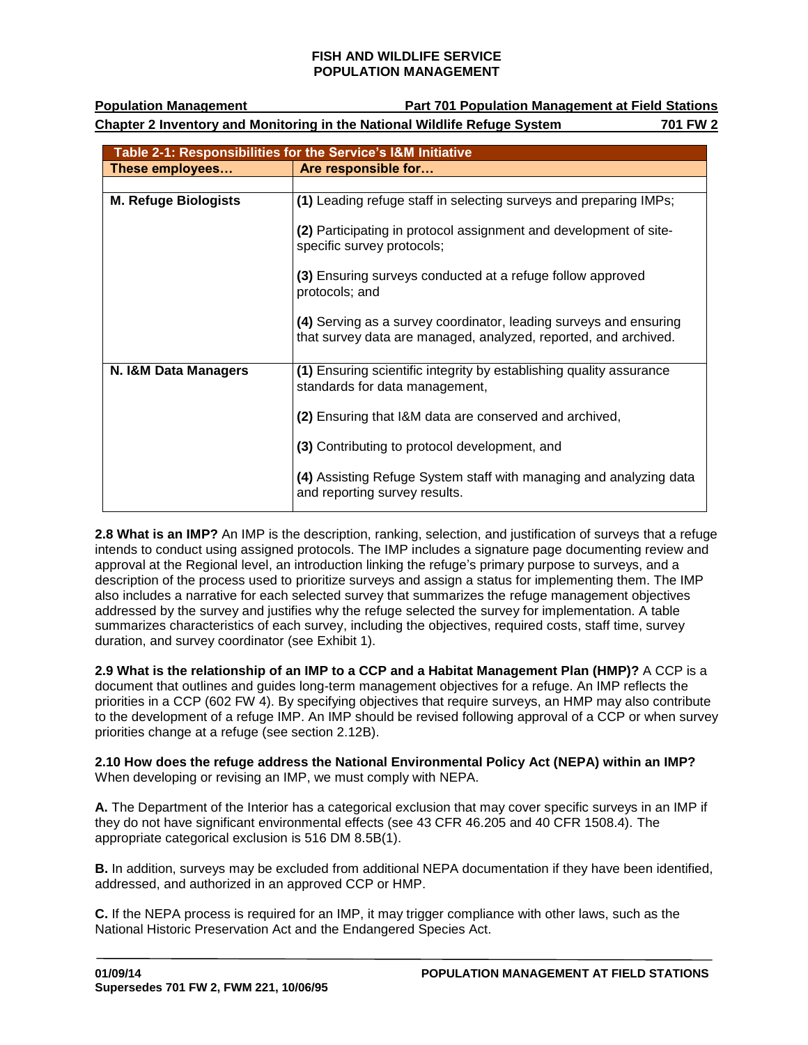| Table 2-1: Responsibilities for the Service's I&M Initiative | |
|---|---|
| **These employees…** | **Are responsible for…** |
| | |
| **M. Refuge Biologists** | **(1)** Leading refuge staff in selecting surveys and preparing IMPs;<br><br>**(2)** Participating in protocol assignment and development of site-specific survey protocols;<br><br>**(3)** Ensuring surveys conducted at a refuge follow approved protocols; and<br><br>**(4)** Serving as a survey coordinator, leading surveys and ensuring that survey data are managed, analyzed, reported, and archived. |
| **N. I&M Data Managers** | **(1)** Ensuring scientific integrity by establishing quality assurance standards for data management,<br><br>**(2)** Ensuring that I&M data are conserved and archived,<br><br>**(3)** Contributing to protocol development, and<br><br>**(4)** Assisting Refuge System staff with managing and analyzing data and reporting survey results. |

**2.8 What is an IMP?** An IMP is the description, ranking, selection, and justification of surveys that a refuge intends to conduct using assigned protocols. The IMP includes a signature page documenting review and approval at the Regional level, an introduction linking the refuge's primary purpose to surveys, and a description of the process used to prioritize surveys and assign a status for implementing them. The IMP also includes a narrative for each selected survey that summarizes the refuge management objectives addressed by the survey and justifies why the refuge selected the survey for implementation. A table summarizes characteristics of each survey, including the objectives, required costs, staff time, survey duration, and survey coordinator (see Exhibit 1).

**2.9 What is the relationship of an IMP to a CCP and a Habitat Management Plan (HMP)?** A CCP is a document that outlines and guides long-term management objectives for a refuge. An IMP reflects the priorities in a CCP (602 FW 4). By specifying objectives that require surveys, an HMP may also contribute to the development of a refuge IMP. An IMP should be revised following approval of a CCP or when survey priorities change at a refuge (see section 2.12B).

**2.10 How does the refuge address the National Environmental Policy Act (NEPA) within an IMP?** When developing or revising an IMP, we must comply with NEPA.

**A.** The Department of the Interior has a categorical exclusion that may cover specific surveys in an IMP if they do not have significant environmental effects (see 43 CFR 46.205 and 40 CFR 1508.4). The appropriate categorical exclusion is 516 DM 8.5B(1).

**B.** In addition, surveys may be excluded from additional NEPA documentation if they have been identified, addressed, and authorized in an approved CCP or HMP.

**C.** If the NEPA process is required for an IMP, it may trigger compliance with other laws, such as the National Historic Preservation Act and the Endangered Species Act.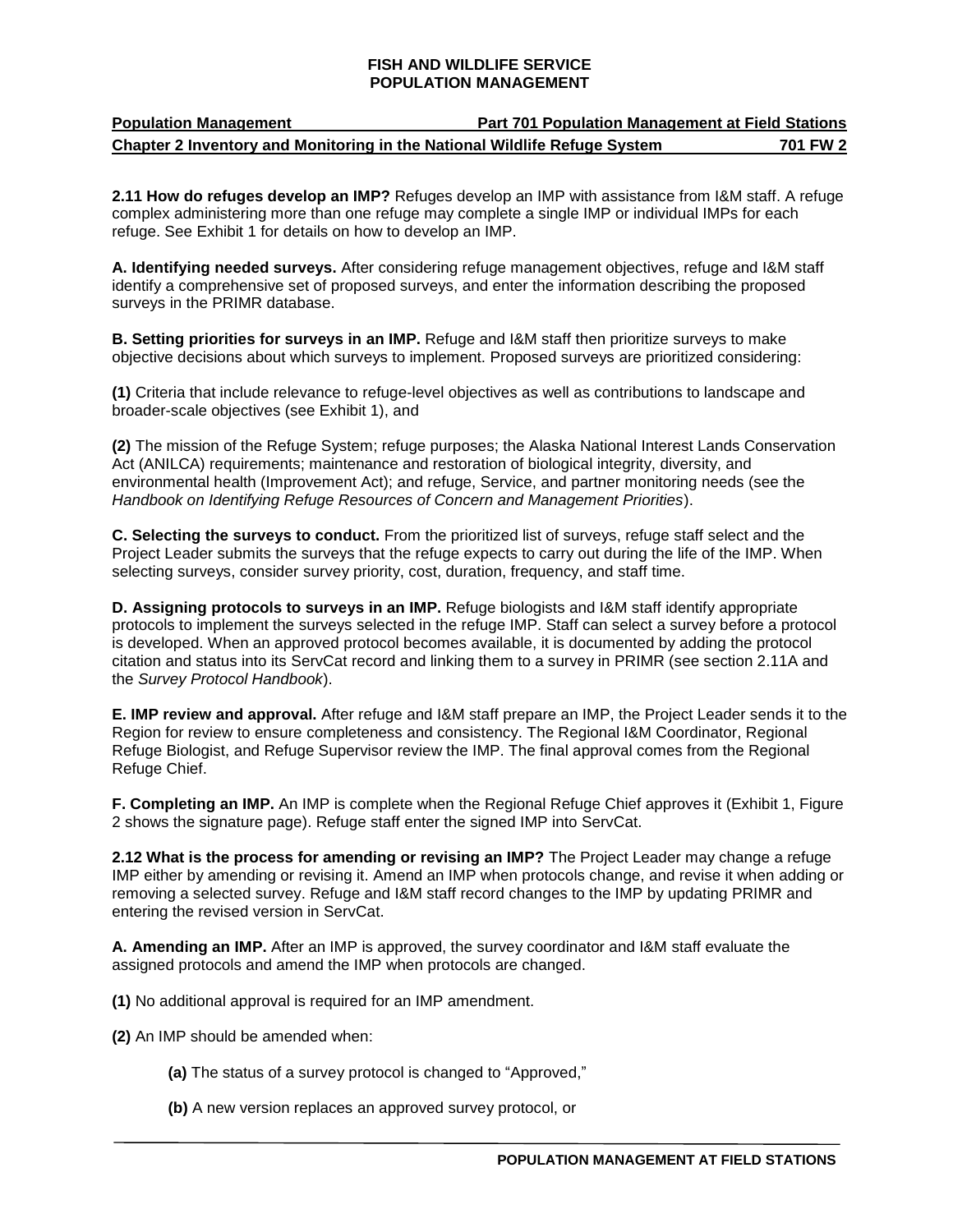**2.11 How do refuges develop an IMP?** Refuges develop an IMP with assistance from I&M staff. A refuge complex administering more than one refuge may complete a single IMP or individual IMPs for each refuge. See Exhibit 1 for details on how to develop an IMP.

**A. Identifying needed surveys.** After considering refuge management objectives, refuge and I&M staff identify a comprehensive set of proposed surveys, and enter the information describing the proposed surveys in the PRIMR database.

**B. Setting priorities for surveys in an IMP.** Refuge and I&M staff then prioritize surveys to make objective decisions about which surveys to implement. Proposed surveys are prioritized considering:

**(1)** Criteria that include relevance to refuge-level objectives as well as contributions to landscape and broader-scale objectives (see Exhibit 1), and

**(2)** The mission of the Refuge System; refuge purposes; the Alaska National Interest Lands Conservation Act (ANILCA) requirements; maintenance and restoration of biological integrity, diversity, and environmental health (Improvement Act); and refuge, Service, and partner monitoring needs (see the *Handbook on Identifying Refuge Resources of Concern and Management Priorities*).

**C. Selecting the surveys to conduct.** From the prioritized list of surveys, refuge staff select and the Project Leader submits the surveys that the refuge expects to carry out during the life of the IMP. When selecting surveys, consider survey priority, cost, duration, frequency, and staff time.

**D. Assigning protocols to surveys in an IMP.** Refuge biologists and I&M staff identify appropriate protocols to implement the surveys selected in the refuge IMP. Staff can select a survey before a protocol is developed. When an approved protocol becomes available, it is documented by adding the protocol citation and status into its ServCat record and linking them to a survey in PRIMR (see section 2.11A and the *Survey Protocol Handbook*).

**E. IMP review and approval.** After refuge and I&M staff prepare an IMP, the Project Leader sends it to the Region for review to ensure completeness and consistency. The Regional I&M Coordinator, Regional Refuge Biologist, and Refuge Supervisor review the IMP. The final approval comes from the Regional Refuge Chief.

**F. Completing an IMP.** An IMP is complete when the Regional Refuge Chief approves it (Exhibit 1, Figure 2 shows the signature page). Refuge staff enter the signed IMP into ServCat.

**2.12 What is the process for amending or revising an IMP?** The Project Leader may change a refuge IMP either by amending or revising it. Amend an IMP when protocols change, and revise it when adding or removing a selected survey. Refuge and I&M staff record changes to the IMP by updating PRIMR and entering the revised version in ServCat.

**A. Amending an IMP.** After an IMP is approved, the survey coordinator and I&M staff evaluate the assigned protocols and amend the IMP when protocols are changed.

**(1)** No additional approval is required for an IMP amendment.

**(2)** An IMP should be amended when:

- **(a)** The status of a survey protocol is changed to "Approved,"
- **(b)** A new version replaces an approved survey protocol, or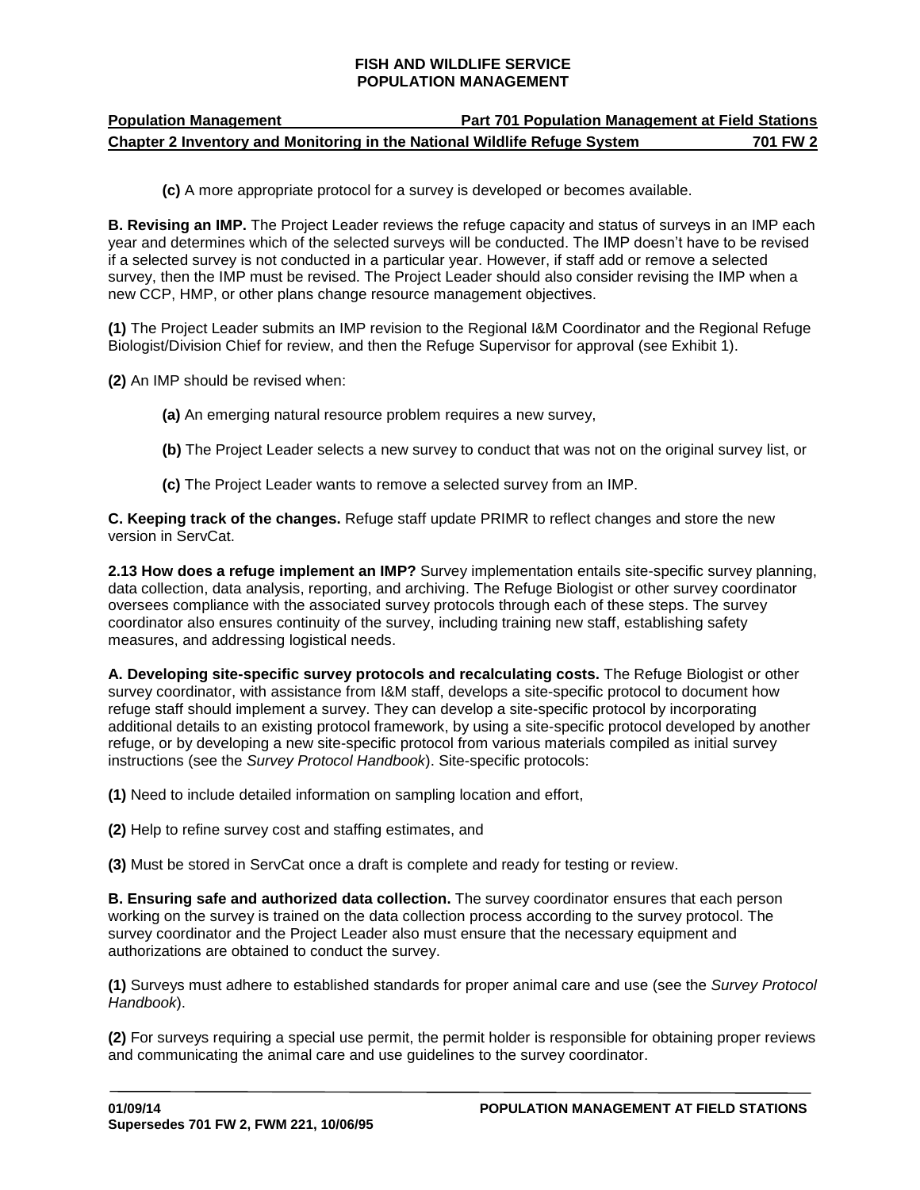**(c)** A more appropriate protocol for a survey is developed or becomes available.

**B. Revising an IMP.** The Project Leader reviews the refuge capacity and status of surveys in an IMP each year and determines which of the selected surveys will be conducted. The IMP doesn't have to be revised if a selected survey is not conducted in a particular year. However, if staff add or remove a selected survey, then the IMP must be revised. The Project Leader should also consider revising the IMP when a new CCP, HMP, or other plans change resource management objectives.

**(1)** The Project Leader submits an IMP revision to the Regional I&M Coordinator and the Regional Refuge Biologist/Division Chief for review, and then the Refuge Supervisor for approval (see Exhibit 1).

**(2)** An IMP should be revised when:

**(a)** An emerging natural resource problem requires a new survey,

**(b)** The Project Leader selects a new survey to conduct that was not on the original survey list, or

**(c)** The Project Leader wants to remove a selected survey from an IMP.

**C. Keeping track of the changes.** Refuge staff update PRIMR to reflect changes and store the new version in ServCat.

**2.13 How does a refuge implement an IMP?** Survey implementation entails site-specific survey planning, data collection, data analysis, reporting, and archiving. The Refuge Biologist or other survey coordinator oversees compliance with the associated survey protocols through each of these steps. The survey coordinator also ensures continuity of the survey, including training new staff, establishing safety measures, and addressing logistical needs.

**A. Developing site-specific survey protocols and recalculating costs.** The Refuge Biologist or other survey coordinator, with assistance from I&M staff, develops a site-specific protocol to document how refuge staff should implement a survey. They can develop a site-specific protocol by incorporating additional details to an existing protocol framework, by using a site-specific protocol developed by another refuge, or by developing a new site-specific protocol from various materials compiled as initial survey instructions (see the *Survey Protocol Handbook*). Site-specific protocols:

**(1)** Need to include detailed information on sampling location and effort,

**(2)** Help to refine survey cost and staffing estimates, and

**(3)** Must be stored in ServCat once a draft is complete and ready for testing or review.

**B. Ensuring safe and authorized data collection.** The survey coordinator ensures that each person working on the survey is trained on the data collection process according to the survey protocol. The survey coordinator and the Project Leader also must ensure that the necessary equipment and authorizations are obtained to conduct the survey.

**(1)** Surveys must adhere to established standards for proper animal care and use (see the *Survey Protocol Handbook*).

**(2)** For surveys requiring a special use permit, the permit holder is responsible for obtaining proper reviews and communicating the animal care and use guidelines to the survey coordinator.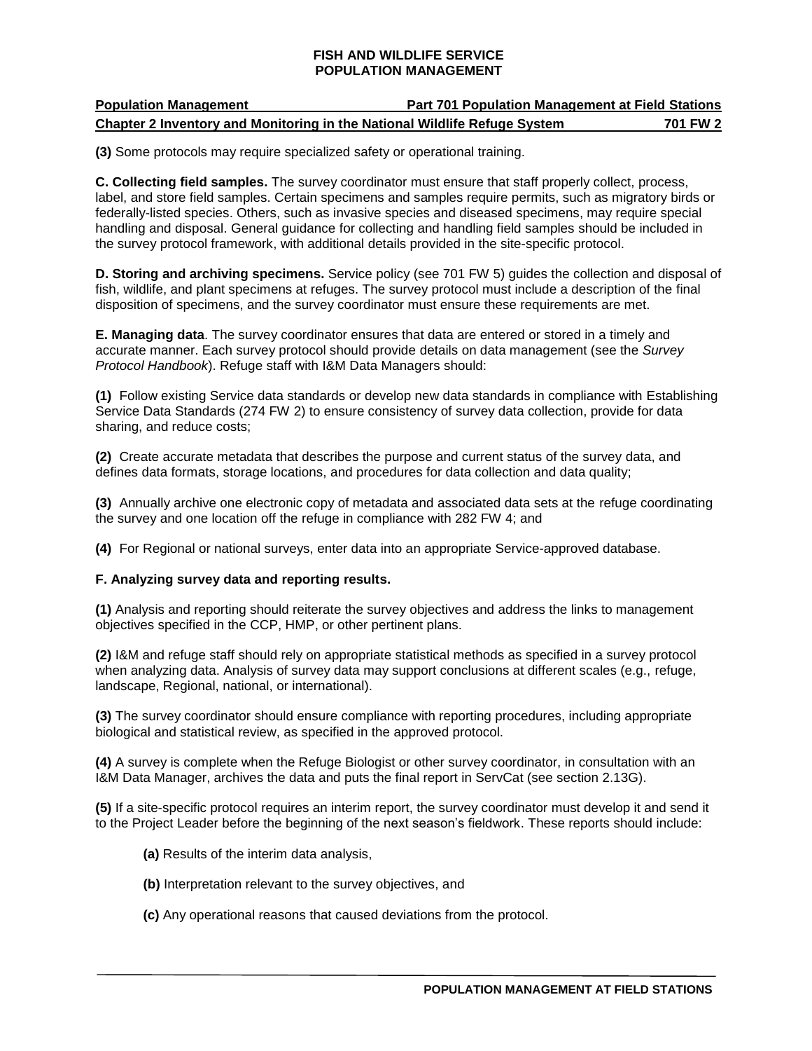**(3)** Some protocols may require specialized safety or operational training.

**C. Collecting field samples.** The survey coordinator must ensure that staff properly collect, process, label, and store field samples. Certain specimens and samples require permits, such as migratory birds or federally-listed species. Others, such as invasive species and diseased specimens, may require special handling and disposal. General guidance for collecting and handling field samples should be included in the survey protocol framework, with additional details provided in the site-specific protocol.

**D. Storing and archiving specimens.** Service policy (see 701 FW 5) guides the collection and disposal of fish, wildlife, and plant specimens at refuges. The survey protocol must include a description of the final disposition of specimens, and the survey coordinator must ensure these requirements are met.

**E. Managing data**. The survey coordinator ensures that data are entered or stored in a timely and accurate manner. Each survey protocol should provide details on data management (see the *Survey Protocol Handbook*). Refuge staff with I&M Data Managers should:

**(1)** Follow existing Service data standards or develop new data standards in compliance with Establishing Service Data Standards (274 FW 2) to ensure consistency of survey data collection, provide for data sharing, and reduce costs;

**(2)** Create accurate metadata that describes the purpose and current status of the survey data, and defines data formats, storage locations, and procedures for data collection and data quality;

**(3)** Annually archive one electronic copy of metadata and associated data sets at the refuge coordinating the survey and one location off the refuge in compliance with 282 FW 4; and

**(4)** For Regional or national surveys, enter data into an appropriate Service-approved database.

**F. Analyzing survey data and reporting results.**

**(1)** Analysis and reporting should reiterate the survey objectives and address the links to management objectives specified in the CCP, HMP, or other pertinent plans.

**(2)** I&M and refuge staff should rely on appropriate statistical methods as specified in a survey protocol when analyzing data. Analysis of survey data may support conclusions at different scales (e.g., refuge, landscape, Regional, national, or international).

**(3)** The survey coordinator should ensure compliance with reporting procedures, including appropriate biological and statistical review, as specified in the approved protocol.

**(4)** A survey is complete when the Refuge Biologist or other survey coordinator, in consultation with an I&M Data Manager, archives the data and puts the final report in ServCat (see section 2.13G).

**(5)** If a site-specific protocol requires an interim report, the survey coordinator must develop it and send it to the Project Leader before the beginning of the next season's fieldwork. These reports should include:

**(a)** Results of the interim data analysis,

**(b)** Interpretation relevant to the survey objectives, and

**(c)** Any operational reasons that caused deviations from the protocol.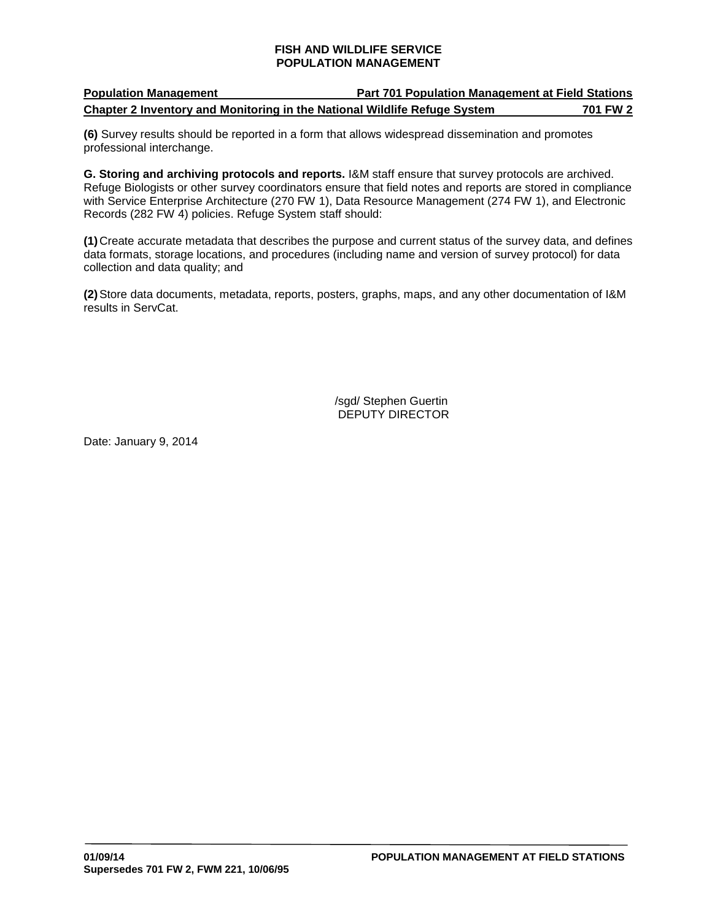**(6)** Survey results should be reported in a form that allows widespread dissemination and promotes professional interchange.

**G. Storing and archiving protocols and reports.** I&M staff ensure that survey protocols are archived. Refuge Biologists or other survey coordinators ensure that field notes and reports are stored in compliance with Service Enterprise Architecture (270 FW 1), Data Resource Management (274 FW 1), and Electronic Records (282 FW 4) policies. Refuge System staff should:

**(1)** Create accurate metadata that describes the purpose and current status of the survey data, and defines data formats, storage locations, and procedures (including name and version of survey protocol) for data collection and data quality; and

**(2)** Store data documents, metadata, reports, posters, graphs, maps, and any other documentation of I&M results in ServCat.

/sgd/ Stephen Guertin
DEPUTY DIRECTOR

Date: January 9, 2014